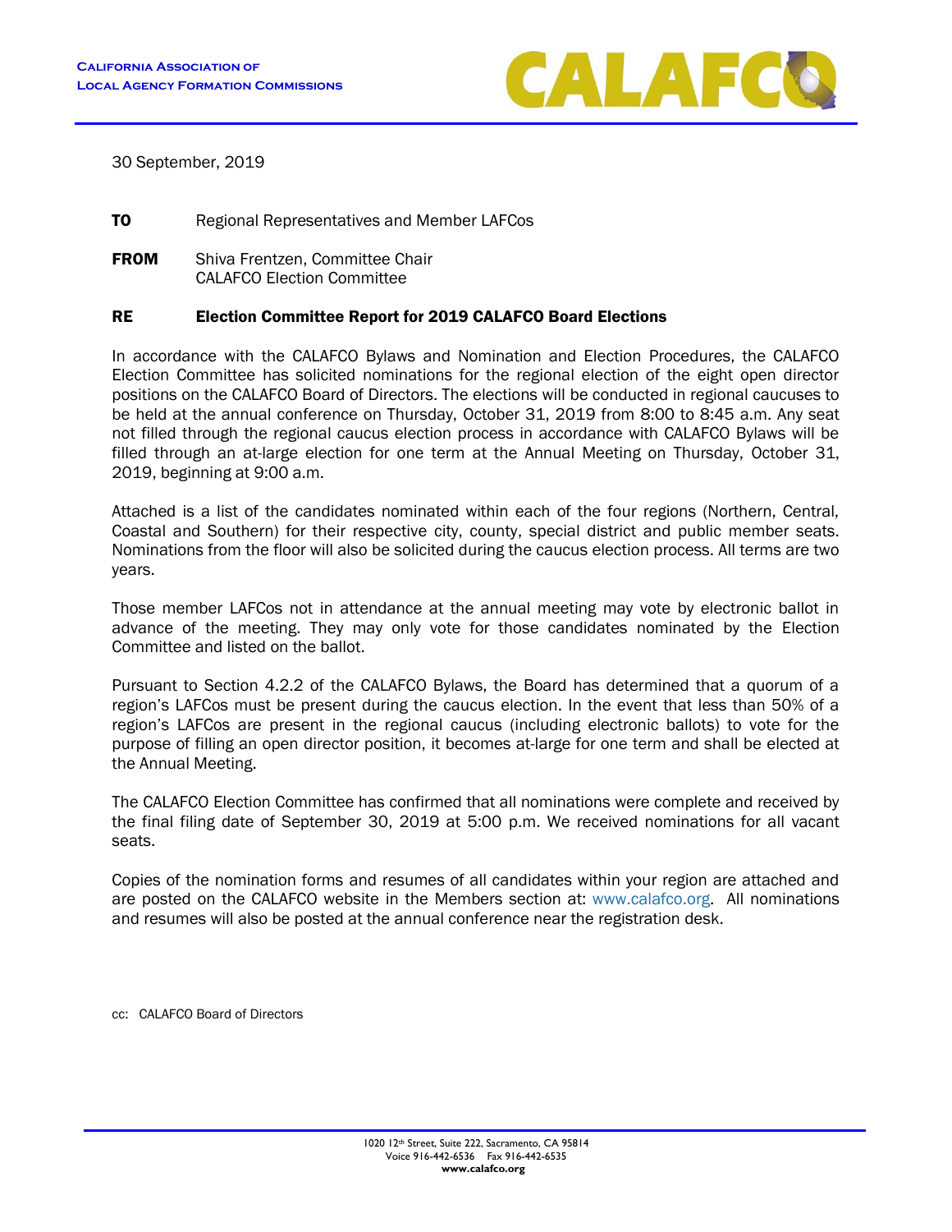**California Association of**
**Local Agency Formation Commissions**

CALAFCO

30 September, 2019

**TO** Regional Representatives and Member LAFCos

**FROM** Shiva Frentzen, Committee Chair
CALAFCO Election Committee

**RE** **Election Committee Report for 2019 CALAFCO Board Elections**

In accordance with the CALAFCO Bylaws and Nomination and Election Procedures, the CALAFCO Election Committee has solicited nominations for the regional election of the eight open director positions on the CALAFCO Board of Directors. The elections will be conducted in regional caucuses to be held at the annual conference on Thursday, October 31, 2019 from 8:00 to 8:45 a.m. Any seat not filled through the regional caucus election process in accordance with CALAFCO Bylaws will be filled through an at-large election for one term at the Annual Meeting on Thursday, October 31, 2019, beginning at 9:00 a.m.

Attached is a list of the candidates nominated within each of the four regions (Northern, Central, Coastal and Southern) for their respective city, county, special district and public member seats. Nominations from the floor will also be solicited during the caucus election process. All terms are two years.

Those member LAFCos not in attendance at the annual meeting may vote by electronic ballot in advance of the meeting. They may only vote for those candidates nominated by the Election Committee and listed on the ballot.

Pursuant to Section 4.2.2 of the CALAFCO Bylaws, the Board has determined that a quorum of a region's LAFCos must be present during the caucus election. In the event that less than 50% of a region's LAFCos are present in the regional caucus (including electronic ballots) to vote for the purpose of filling an open director position, it becomes at-large for one term and shall be elected at the Annual Meeting.

The CALAFCO Election Committee has confirmed that all nominations were complete and received by the final filing date of September 30, 2019 at 5:00 p.m. We received nominations for all vacant seats.

Copies of the nomination forms and resumes of all candidates within your region are attached and are posted on the CALAFCO website in the Members section at: www.calafco.org. All nominations and resumes will also be posted at the annual conference near the registration desk.

cc: CALAFCO Board of Directors

1020 12th Street, Suite 222, Sacramento, CA 95814
Voice 916-442-6536 Fax 916-442-6535
**www.calafco.org**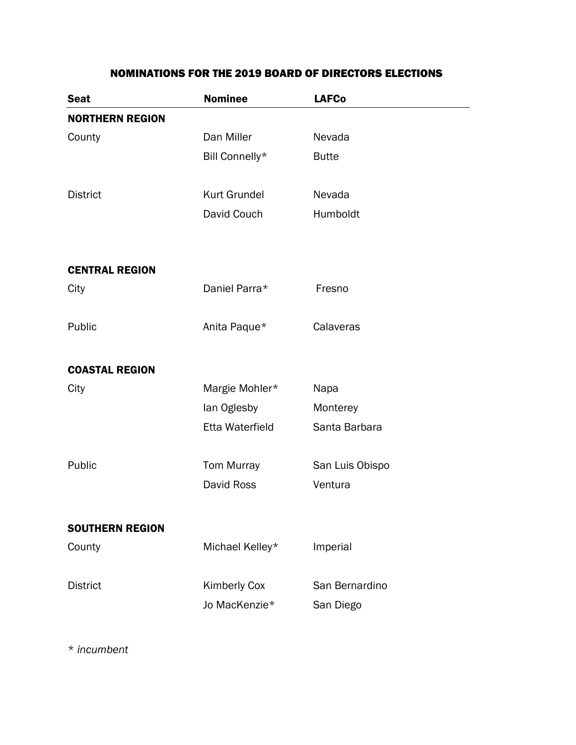# NOMINATIONS FOR THE 2019 BOARD OF DIRECTORS ELECTIONS

| Seat | Nominee | LAFCo |
|---|---|---|
| **NORTHERN REGION** | | |
| County | Dan Miller | Nevada |
| | Bill Connelly* | Butte |
| District | Kurt Grundel | Nevada |
| | David Couch | Humboldt |
| **CENTRAL REGION** | | |
| City | Daniel Parra* | Fresno |
| Public | Anita Paque* | Calaveras |
| **COASTAL REGION** | | |
| City | Margie Mohler* | Napa |
| | Ian Oglesby | Monterey |
| | Etta Waterfield | Santa Barbara |
| Public | Tom Murray | San Luis Obispo |
| | David Ross | Ventura |
| **SOUTHERN REGION** | | |
| County | Michael Kelley* | Imperial |
| District | Kimberly Cox | San Bernardino |
| | Jo MacKenzie* | San Diego |

*\* incumbent*